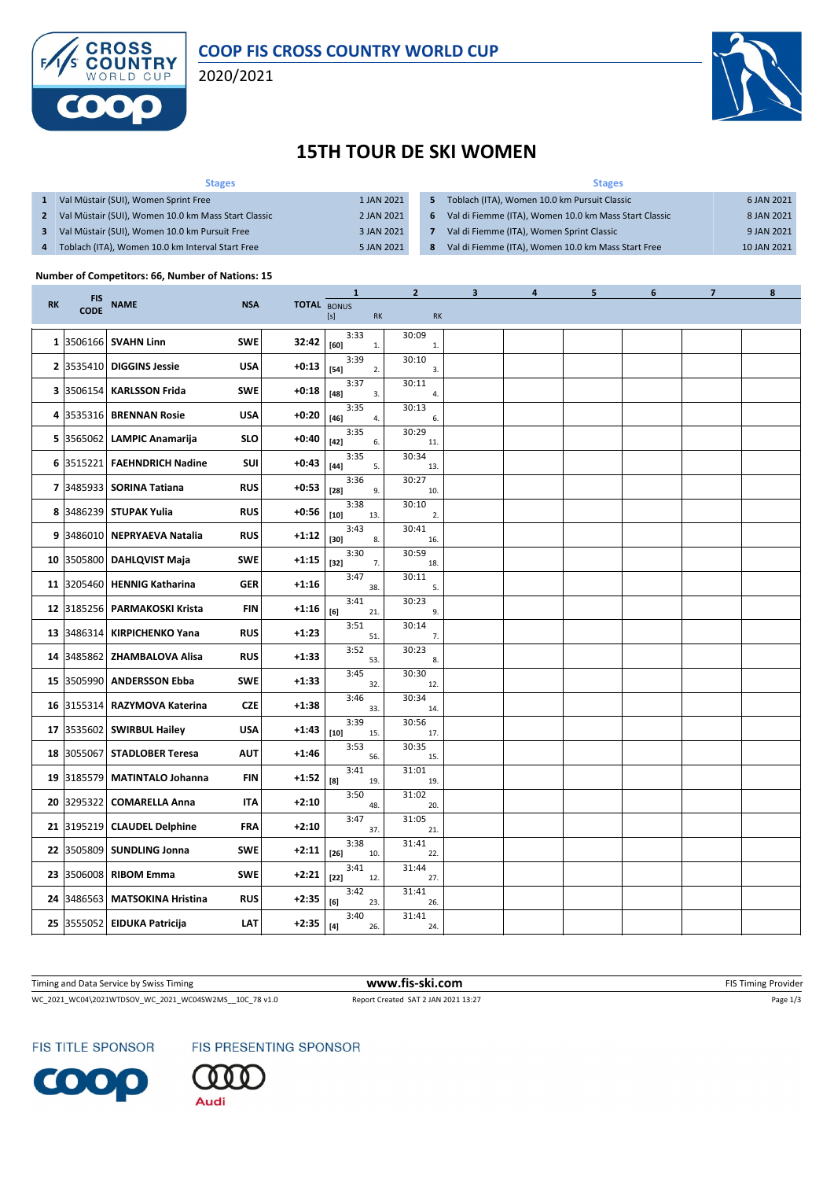# COOP FIS CROSS COUNTRY WORLD CUP

2020/2021

## 15TH TOUR DE SKI WOMEN

| | Stages | | | Stages | |
|---|---|---|---|---|---|
| 1 | Val Müstair (SUI), Women Sprint Free | 1 JAN 2021 | 5 | Toblach (ITA), Women 10.0 km Pursuit Classic | 6 JAN 2021 |
| 2 | Val Müstair (SUI), Women 10.0 km Mass Start Classic | 2 JAN 2021 | 6 | Val di Fiemme (ITA), Women 10.0 km Mass Start Classic | 8 JAN 2021 |
| 3 | Val Müstair (SUI), Women 10.0 km Pursuit Free | 3 JAN 2021 | 7 | Val di Fiemme (ITA), Women Sprint Classic | 9 JAN 2021 |
| 4 | Toblach (ITA), Women 10.0 km Interval Start Free | 5 JAN 2021 | 8 | Val di Fiemme (ITA), Women 10.0 km Mass Start Free | 10 JAN 2021 |

**Number of Competitors: 66, Number of Nations: 15**

| RK | FIS CODE | NAME | NSA | TOTAL | 1 BONUS [s] | 1 RK | 2 | 2 RK | 3 | 4 | 5 | 6 | 7 | 8 |
|---|---|---|---|---|---|---|---|---|---|---|---|---|---|---|
| 1 | 3506166 | SVAHN Linn | SWE | 32:42 | 3:33 [60] | 1. | 30:09 | 1. | | | | | | |
| 2 | 3535410 | DIGGINS Jessie | USA | +0:13 | 3:39 [54] | 2. | 30:10 | 3. | | | | | | |
| 3 | 3506154 | KARLSSON Frida | SWE | +0:18 | 3:37 [48] | 3. | 30:11 | 4. | | | | | | |
| 4 | 3535316 | BRENNAN Rosie | USA | +0:20 | 3:35 [46] | 4. | 30:13 | 6. | | | | | | |
| 5 | 3565062 | LAMPIC Anamarija | SLO | +0:40 | 3:35 [42] | 6. | 30:29 | 11. | | | | | | |
| 6 | 3515221 | FAEHNDRICH Nadine | SUI | +0:43 | 3:35 [44] | 5. | 30:34 | 13. | | | | | | |
| 7 | 3485933 | SORINA Tatiana | RUS | +0:53 | 3:36 [28] | 9. | 30:27 | 10. | | | | | | |
| 8 | 3486239 | STUPAK Yulia | RUS | +0:56 | 3:38 [10] | 13. | 30:10 | 2. | | | | | | |
| 9 | 3486010 | NEPRYAEVA Natalia | RUS | +1:12 | 3:43 [30] | 8. | 30:41 | 16. | | | | | | |
| 10 | 3505800 | DAHLQVIST Maja | SWE | +1:15 | 3:30 [32] | 7. | 30:59 | 18. | | | | | | |
| 11 | 3205460 | HENNIG Katharina | GER | +1:16 | 3:47 | 38. | 30:11 | 5. | | | | | | |
| 12 | 3185256 | PARMAKOSKI Krista | FIN | +1:16 | 3:41 [6] | 21. | 30:23 | 9. | | | | | | |
| 13 | 3486314 | KIRPICHENKO Yana | RUS | +1:23 | 3:51 | 51. | 30:14 | 7. | | | | | | |
| 14 | 3485862 | ZHAMBALOVA Alisa | RUS | +1:33 | 3:52 | 53. | 30:23 | 8. | | | | | | |
| 15 | 3505990 | ANDERSSON Ebba | SWE | +1:33 | 3:45 | 32. | 30:30 | 12. | | | | | | |
| 16 | 3155314 | RAZYMOVA Katerina | CZE | +1:38 | 3:46 | 33. | 30:34 | 14. | | | | | | |
| 17 | 3535602 | SWIRBUL Hailey | USA | +1:43 | 3:39 [10] | 15. | 30:56 | 17. | | | | | | |
| 18 | 3055067 | STADLOBER Teresa | AUT | +1:46 | 3:53 | 56. | 30:35 | 15. | | | | | | |
| 19 | 3185579 | MATINTALO Johanna | FIN | +1:52 | 3:41 [8] | 19. | 31:01 | 19. | | | | | | |
| 20 | 3295322 | COMARELLA Anna | ITA | +2:10 | 3:50 | 48. | 31:02 | 20. | | | | | | |
| 21 | 3195219 | CLAUDEL Delphine | FRA | +2:10 | 3:47 | 37. | 31:05 | 21. | | | | | | |
| 22 | 3505809 | SUNDLING Jonna | SWE | +2:11 | 3:38 [26] | 10. | 31:41 | 22. | | | | | | |
| 23 | 3506008 | RIBOM Emma | SWE | +2:21 | 3:41 [22] | 12. | 31:44 | 27. | | | | | | |
| 24 | 3486563 | MATSOKINA Hristina | RUS | +2:35 | 3:42 [6] | 23. | 31:41 | 26. | | | | | | |
| 25 | 3555052 | EIDUKA Patricija | LAT | +2:35 | 3:40 [4] | 26. | 31:41 | 24. | | | | | | |

Timing and Data Service by Swiss Timing — www.fis-ski.com — FIS Timing Provider

WC_2021_WC04\2021WTDSOV_WC_2021_WC04SW2MS__10C_78 v1.0 — Report Created SAT 2 JAN 2021 13:27

FIS TITLE SPONSOR — FIS PRESENTING SPONSOR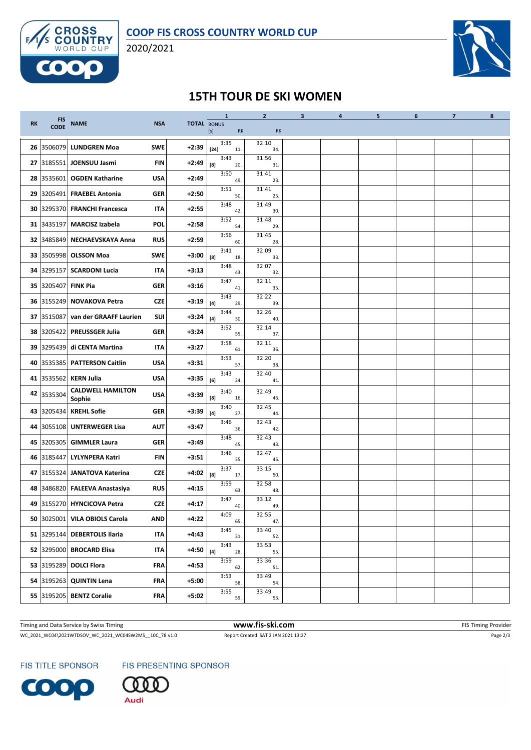# 15TH TOUR DE SKI WOMEN

| RK | FIS CODE | NAME | NSA | TOTAL | 1 BONUS [s] | 1 RK | 2 RK | 3 | 4 | 5 | 6 | 7 | 8 |
|---|---|---|---|---|---|---|---|---|---|---|---|---|---|
| 26 | 3506079 | LUNDGREN Moa | SWE | +2:39 | [24] | 3:35 11. | 32:10 34. | | | | | | |
| 27 | 3185551 | JOENSUU Jasmi | FIN | +2:49 | [8] | 3:43 20. | 31:56 31. | | | | | | |
| 28 | 3535601 | OGDEN Katharine | USA | +2:49 | | 3:50 49. | 31:41 23. | | | | | | |
| 29 | 3205491 | FRAEBEL Antonia | GER | +2:50 | | 3:51 50. | 31:41 25. | | | | | | |
| 30 | 3295370 | FRANCHI Francesca | ITA | +2:55 | | 3:48 42. | 31:49 30. | | | | | | |
| 31 | 3435197 | MARCISZ Izabela | POL | +2:58 | | 3:52 54. | 31:48 29. | | | | | | |
| 32 | 3485849 | NECHAEVSKAYA Anna | RUS | +2:59 | | 3:56 60. | 31:45 28. | | | | | | |
| 33 | 3505998 | OLSSON Moa | SWE | +3:00 | [8] | 3:41 18. | 32:09 33. | | | | | | |
| 34 | 3295157 | SCARDONI Lucia | ITA | +3:13 | | 3:48 43. | 32:07 32. | | | | | | |
| 35 | 3205407 | FINK Pia | GER | +3:16 | | 3:47 41. | 32:11 35. | | | | | | |
| 36 | 3155249 | NOVAKOVA Petra | CZE | +3:19 | [4] | 3:43 29. | 32:22 39. | | | | | | |
| 37 | 3515087 | van der GRAAFF Laurien | SUI | +3:24 | [4] | 3:44 30. | 32:26 40. | | | | | | |
| 38 | 3205422 | PREUSSGER Julia | GER | +3:24 | | 3:52 55. | 32:14 37. | | | | | | |
| 39 | 3295439 | di CENTA Martina | ITA | +3:27 | | 3:58 61. | 32:11 36. | | | | | | |
| 40 | 3535385 | PATTERSON Caitlin | USA | +3:31 | | 3:53 57. | 32:20 38. | | | | | | |
| 41 | 3535562 | KERN Julia | USA | +3:35 | [6] | 3:43 24. | 32:40 41. | | | | | | |
| 42 | 3535304 | CALDWELL HAMILTON Sophie | USA | +3:39 | [8] | 3:40 16. | 32:49 46. | | | | | | |
| 43 | 3205434 | KREHL Sofie | GER | +3:39 | [4] | 3:40 27. | 32:45 44. | | | | | | |
| 44 | 3055108 | UNTERWEGER Lisa | AUT | +3:47 | | 3:46 36. | 32:43 42. | | | | | | |
| 45 | 3205305 | GIMMLER Laura | GER | +3:49 | | 3:48 45. | 32:43 43. | | | | | | |
| 46 | 3185447 | LYLYNPERA Katri | FIN | +3:51 | | 3:46 35. | 32:47 45. | | | | | | |
| 47 | 3155324 | JANATOVA Katerina | CZE | +4:02 | [8] | 3:37 17. | 33:15 50. | | | | | | |
| 48 | 3486820 | FALEEVA Anastasiya | RUS | +4:15 | | 3:59 63. | 32:58 48. | | | | | | |
| 49 | 3155270 | HYNCICOVA Petra | CZE | +4:17 | | 3:47 40. | 33:12 49. | | | | | | |
| 50 | 3025001 | VILA OBIOLS Carola | AND | +4:22 | | 4:09 65. | 32:55 47. | | | | | | |
| 51 | 3295144 | DEBERTOLIS Ilaria | ITA | +4:43 | | 3:45 31. | 33:40 52. | | | | | | |
| 52 | 3295000 | BROCARD Elisa | ITA | +4:50 | [4] | 3:43 28. | 33:53 55. | | | | | | |
| 53 | 3195289 | DOLCI Flora | FRA | +4:53 | | 3:59 62. | 33:36 51. | | | | | | |
| 54 | 3195263 | QUINTIN Lena | FRA | +5:00 | | 3:53 58. | 33:49 54. | | | | | | |
| 55 | 3195205 | BENTZ Coralie | FRA | +5:02 | | 3:55 59. | 33:49 53. | | | | | | |

Timing and Data Service by Swiss Timing — www.fis-ski.com — FIS Timing Provider

WC_2021_WC04\2021WTDSOV_WC_2021_WC04SW2MS__10C_78 v1.0 — Report Created SAT 2 JAN 2021 13:27

FIS TITLE SPONSOR: COOP — FIS PRESENTING SPONSOR: Audi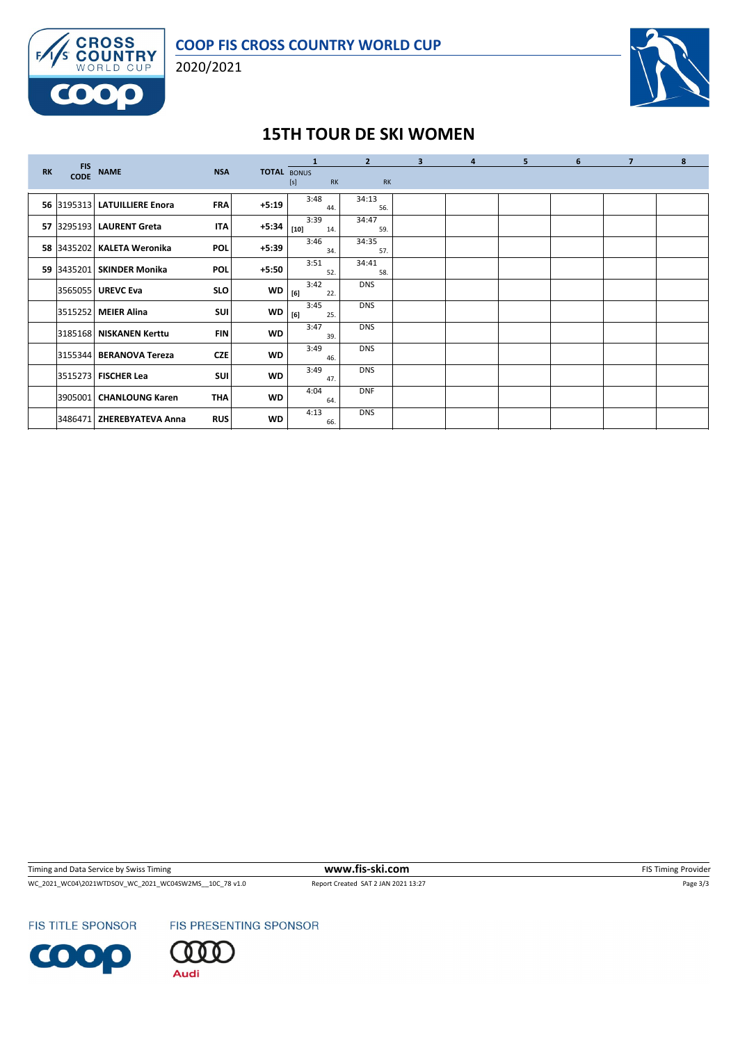COOP FIS CROSS COUNTRY WORLD CUP

2020/2021

# 15TH TOUR DE SKI WOMEN

| RK | FIS CODE | NAME | NSA | TOTAL | 1 BONUS [s] RK | 2 RK | 3 | 4 | 5 | 6 | 7 | 8 |
|---|---|---|---|---|---|---|---|---|---|---|---|---|
| 56 | 3195313 | **LATUILLIERE Enora** | **FRA** | **+5:19** | 3:48 44. | 34:13 56. | | | | | | |
| 57 | 3295193 | **LAURENT Greta** | **ITA** | **+5:34** | 3:39 [10] 14. | 34:47 59. | | | | | | |
| 58 | 3435202 | **KALETA Weronika** | **POL** | **+5:39** | 3:46 34. | 34:35 57. | | | | | | |
| 59 | 3435201 | **SKINDER Monika** | **POL** | **+5:50** | 3:51 52. | 34:41 58. | | | | | | |
| | 3565055 | **UREVC Eva** | **SLO** | **WD** | 3:42 [6] 22. | DNS | | | | | | |
| | 3515252 | **MEIER Alina** | **SUI** | **WD** | 3:45 [6] 25. | DNS | | | | | | |
| | 3185168 | **NISKANEN Kerttu** | **FIN** | **WD** | 3:47 39. | DNS | | | | | | |
| | 3155344 | **BERANOVA Tereza** | **CZE** | **WD** | 3:49 46. | DNS | | | | | | |
| | 3515273 | **FISCHER Lea** | **SUI** | **WD** | 3:49 47. | DNS | | | | | | |
| | 3905001 | **CHANLOUNG Karen** | **THA** | **WD** | 4:04 64. | DNF | | | | | | |
| | 3486471 | **ZHEREBYATEVA Anna** | **RUS** | **WD** | 4:13 66. | DNS | | | | | | |

Timing and Data Service by Swiss Timing | **www.fis-ski.com** | FIS Timing Provider

WC_2021_WC04\2021WTDSOV_WC_2021_WC04SW2MS__10C_78 v1.0 | Report Created SAT 2 JAN 2021 13:27

FIS TITLE SPONSOR | FIS PRESENTING SPONSOR